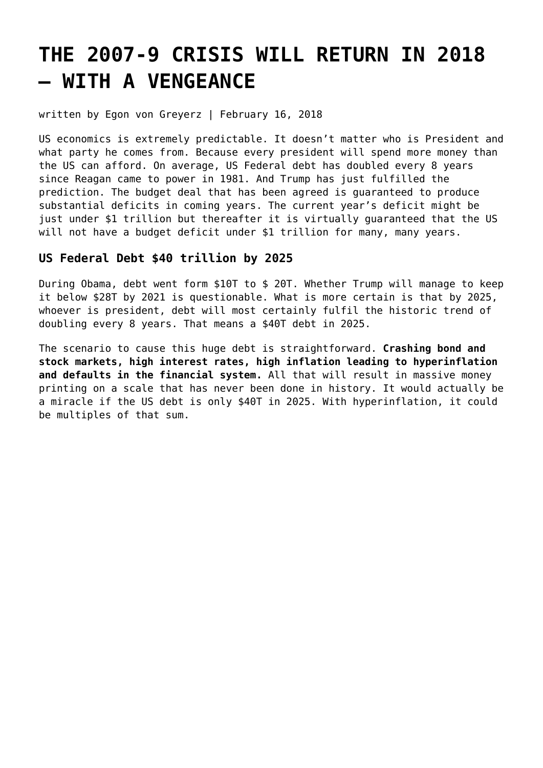# THE 2007-9 CRISIS WILL RETURN IN 2018 – WITH A VENGEANCE

written by Egon von Greyerz | February 16, 2018

US economics is extremely predictable. It doesn't matter who is President and what party he comes from. Because every president will spend more money than the US can afford. On average, US Federal debt has doubled every 8 years since Reagan came to power in 1981. And Trump has just fulfilled the prediction. The budget deal that has been agreed is guaranteed to produce substantial deficits in coming years. The current year's deficit might be just under $1 trillion but thereafter it is virtually guaranteed that the US will not have a budget deficit under $1 trillion for many, many years.

### US Federal Debt $40 trillion by 2025

During Obama, debt went form $10T to $ 20T. Whether Trump will manage to keep it below $28T by 2021 is questionable. What is more certain is that by 2025, whoever is president, debt will most certainly fulfil the historic trend of doubling every 8 years. That means a $40T debt in 2025.

The scenario to cause this huge debt is straightforward. **Crashing bond and stock markets, high interest rates, high inflation leading to hyperinflation and defaults in the financial system.** All that will result in massive money printing on a scale that has never been done in history. It would actually be a miracle if the US debt is only $40T in 2025. With hyperinflation, it could be multiples of that sum.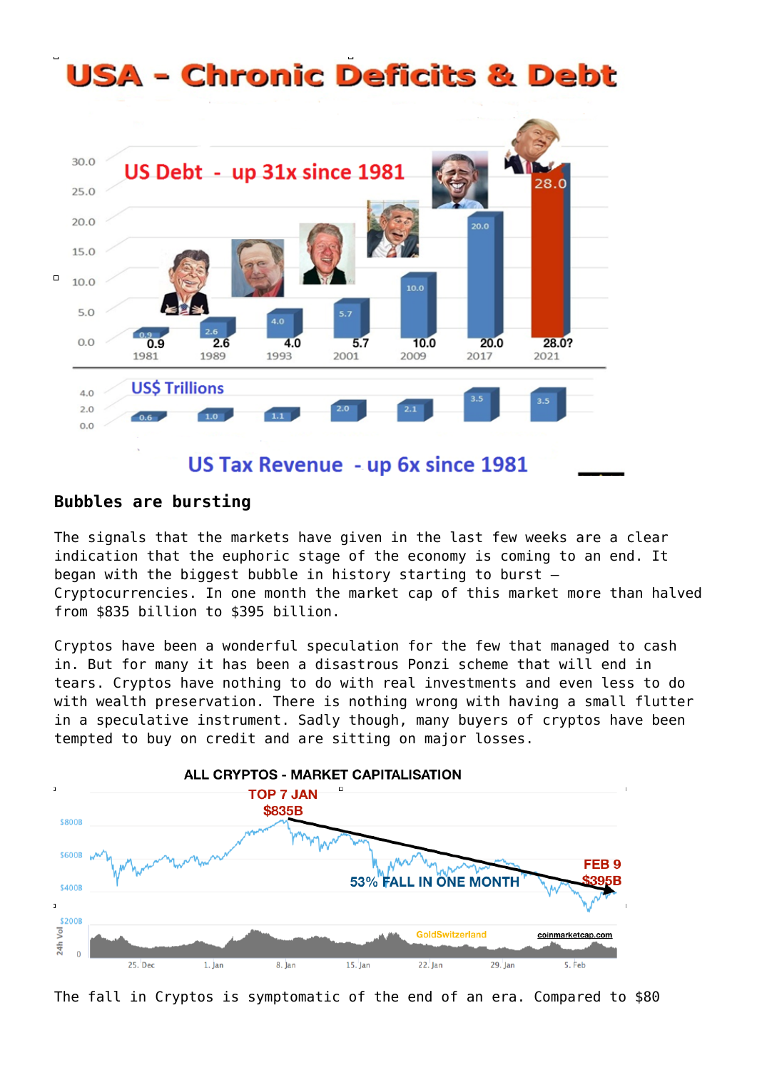## Bubbles are bursting

The signals that the markets have given in the last few weeks are a clear indication that the euphoric stage of the economy is coming to an end. It began with the biggest bubble in history starting to burst – Cryptocurrencies. In one month the market cap of this market more than halved from $835 billion to $395 billion.

Cryptos have been a wonderful speculation for the few that managed to cash in. But for many it has been a disastrous Ponzi scheme that will end in tears. Cryptos have nothing to do with real investments and even less to do with wealth preservation. There is nothing wrong with having a small flutter in a speculative instrument. Sadly though, many buyers of cryptos have been tempted to buy on credit and are sitting on major losses.

The fall in Cryptos is symptomatic of the end of an era. Compared to $80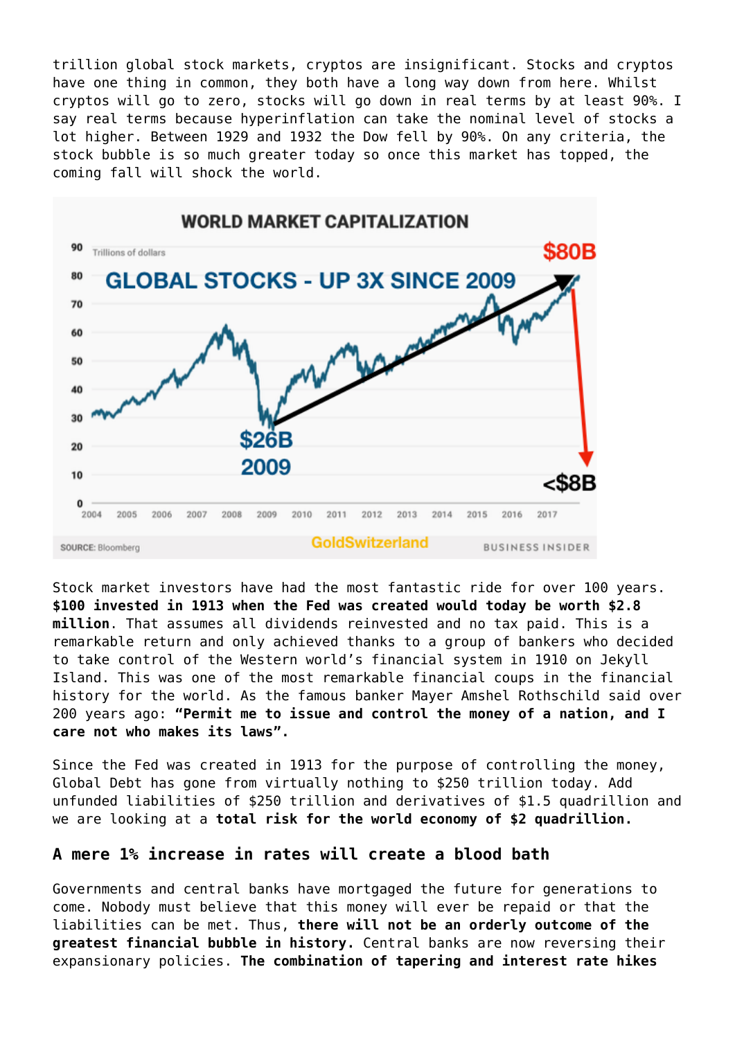trillion global stock markets, cryptos are insignificant. Stocks and cryptos have one thing in common, they both have a long way down from here. Whilst cryptos will go to zero, stocks will go down in real terms by at least 90%. I say real terms because hyperinflation can take the nominal level of stocks a lot higher. Between 1929 and 1932 the Dow fell by 90%. On any criteria, the stock bubble is so much greater today so once this market has topped, the coming fall will shock the world.

Stock market investors have had the most fantastic ride for over 100 years. **$100 invested in 1913 when the Fed was created would today be worth $2.8 million**. That assumes all dividends reinvested and no tax paid. This is a remarkable return and only achieved thanks to a group of bankers who decided to take control of the Western world's financial system in 1910 on Jekyll Island. This was one of the most remarkable financial coups in the financial history for the world. As the famous banker Mayer Amshel Rothschild said over 200 years ago: **"Permit me to issue and control the money of a nation, and I care not who makes its laws".**

Since the Fed was created in 1913 for the purpose of controlling the money, Global Debt has gone from virtually nothing to $250 trillion today. Add unfunded liabilities of $250 trillion and derivatives of $1.5 quadrillion and we are looking at a **total risk for the world economy of $2 quadrillion.**

### A mere 1% increase in rates will create a blood bath

Governments and central banks have mortgaged the future for generations to come. Nobody must believe that this money will ever be repaid or that the liabilities can be met. Thus, **there will not be an orderly outcome of the greatest financial bubble in history.** Central banks are now reversing their expansionary policies. **The combination of tapering and interest rate hikes**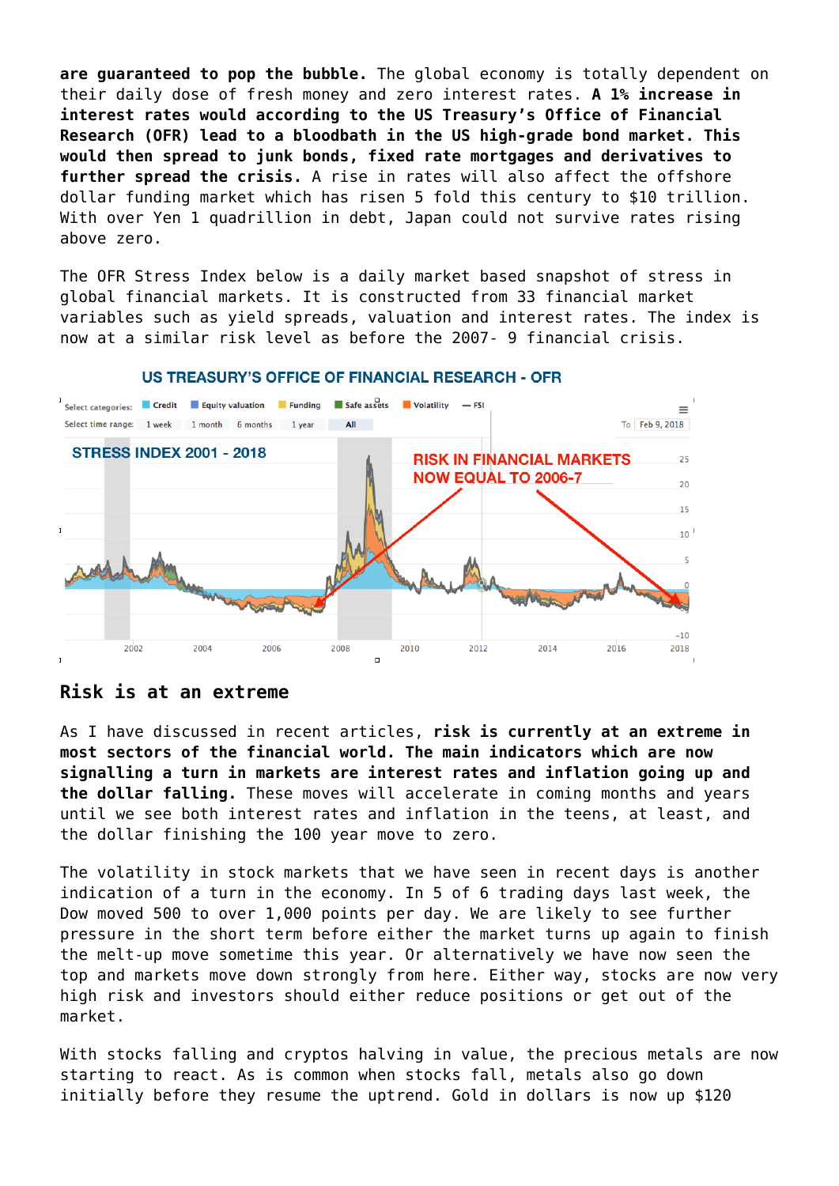**are guaranteed to pop the bubble.** The global economy is totally dependent on their daily dose of fresh money and zero interest rates. **A 1% increase in interest rates would according to the US Treasury's Office of Financial Research (OFR) lead to a bloodbath in the US high-grade bond market. This would then spread to junk bonds, fixed rate mortgages and derivatives to further spread the crisis.** A rise in rates will also affect the offshore dollar funding market which has risen 5 fold this century to $10 trillion. With over Yen 1 quadrillion in debt, Japan could not survive rates rising above zero.

The OFR Stress Index below is a daily market based snapshot of stress in global financial markets. It is constructed from 33 financial market variables such as yield spreads, valuation and interest rates. The index is now at a similar risk level as before the 2007- 9 financial crisis.

US TREASURY'S OFFICE OF FINANCIAL RESEARCH - OFR

## Risk is at an extreme

As I have discussed in recent articles, **risk is currently at an extreme in most sectors of the financial world. The main indicators which are now signalling a turn in markets are interest rates and inflation going up and the dollar falling.** These moves will accelerate in coming months and years until we see both interest rates and inflation in the teens, at least, and the dollar finishing the 100 year move to zero.

The volatility in stock markets that we have seen in recent days is another indication of a turn in the economy. In 5 of 6 trading days last week, the Dow moved 500 to over 1,000 points per day. We are likely to see further pressure in the short term before either the market turns up again to finish the melt-up move sometime this year. Or alternatively we have now seen the top and markets move down strongly from here. Either way, stocks are now very high risk and investors should either reduce positions or get out of the market.

With stocks falling and cryptos halving in value, the precious metals are now starting to react. As is common when stocks fall, metals also go down initially before they resume the uptrend. Gold in dollars is now up $120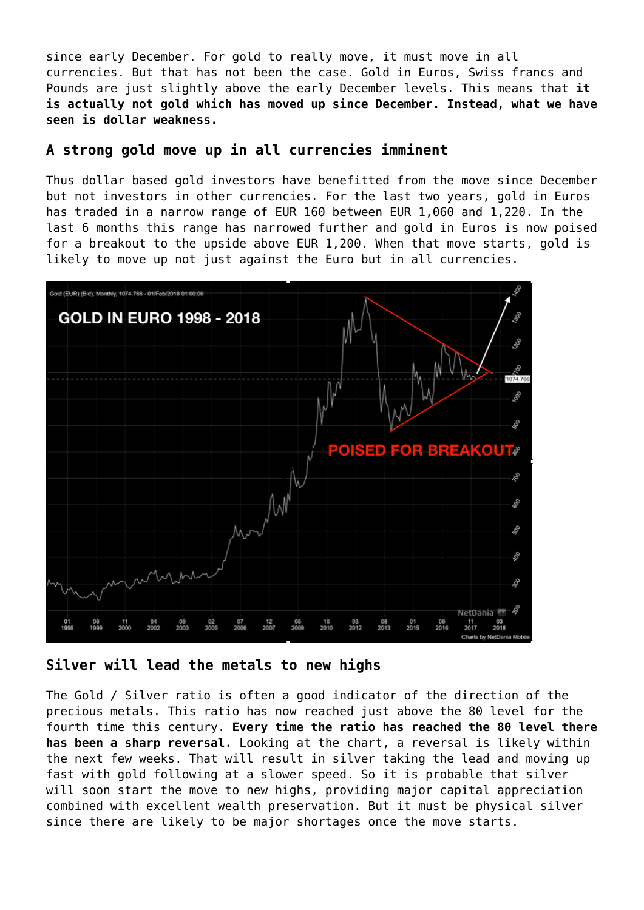since early December. For gold to really move, it must move in all currencies. But that has not been the case. Gold in Euros, Swiss francs and Pounds are just slightly above the early December levels. This means that **it is actually not gold which has moved up since December. Instead, what we have seen is dollar weakness.**

### A strong gold move up in all currencies imminent

Thus dollar based gold investors have benefitted from the move since December but not investors in other currencies. For the last two years, gold in Euros has traded in a narrow range of EUR 160 between EUR 1,060 and 1,220. In the last 6 months this range has narrowed further and gold in Euros is now poised for a breakout to the upside above EUR 1,200. When that move starts, gold is likely to move up not just against the Euro but in all currencies.

### Silver will lead the metals to new highs

The Gold / Silver ratio is often a good indicator of the direction of the precious metals. This ratio has now reached just above the 80 level for the fourth time this century. **Every time the ratio has reached the 80 level there has been a sharp reversal.** Looking at the chart, a reversal is likely within the next few weeks. That will result in silver taking the lead and moving up fast with gold following at a slower speed. So it is probable that silver will soon start the move to new highs, providing major capital appreciation combined with excellent wealth preservation. But it must be physical silver since there are likely to be major shortages once the move starts.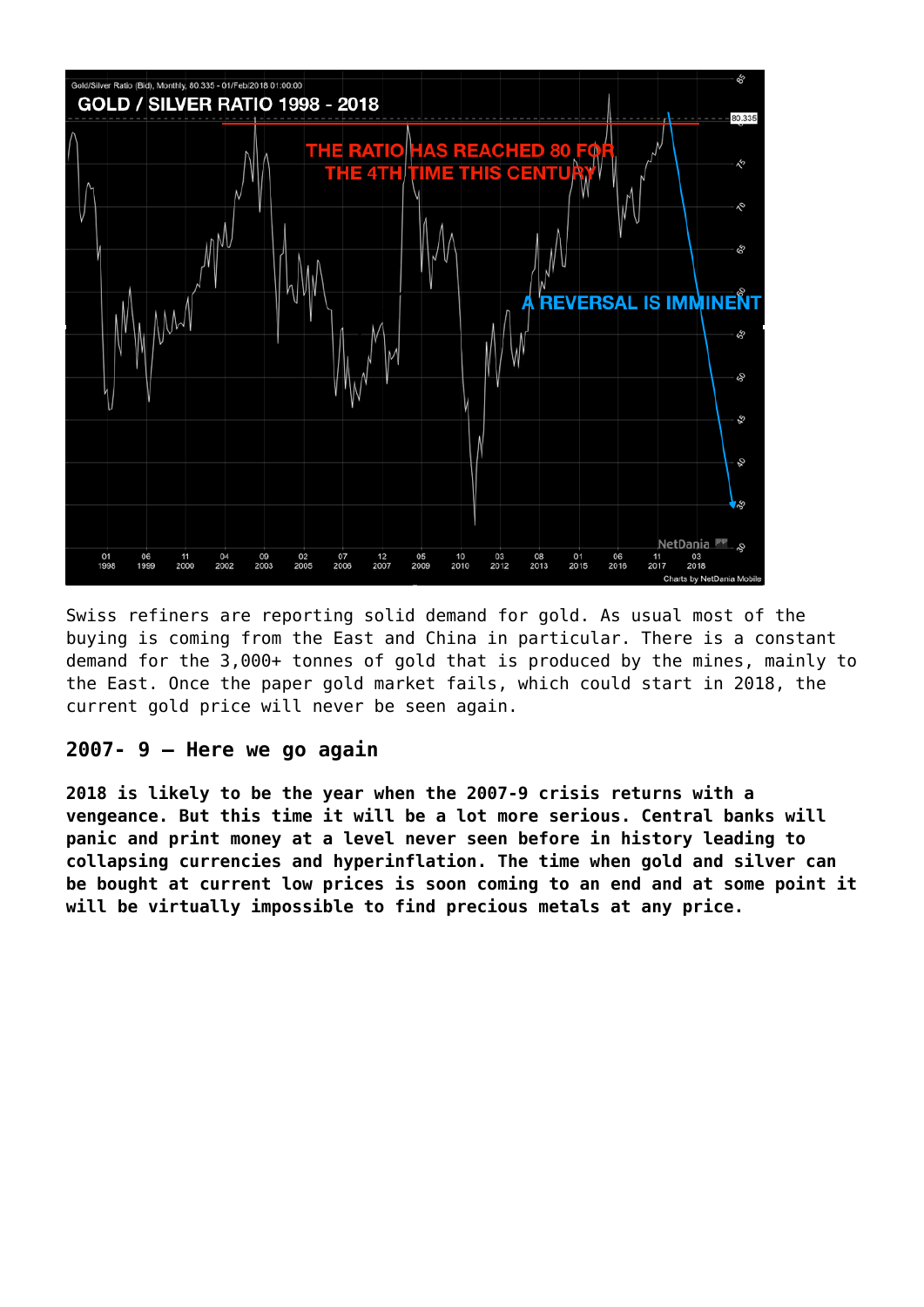Gold/Silver Ratio (Bid), Monthly, 80.335 - 01/Feb/2018 01:00:00

GOLD / SILVER RATIO 1998 - 2018

THE RATIO HAS REACHED 80 FOR THE 4TH TIME THIS CENTURY

A REVERSAL IS IMMINENT

80.335

85
80
75
70
65
60
55
50
45
40
35
30

01 1998
06 1999
11 2000
04 2002
09 2003
02 2005
07 2006
12 2007
05 2009
10 2010
03 2012
08 2013
01 2015
06 2016
11 2017
03 2018

NetDania

Charts by NetDania Mobile

Swiss refiners are reporting solid demand for gold. As usual most of the buying is coming from the East and China in particular. There is a constant demand for the 3,000+ tonnes of gold that is produced by the mines, mainly to the East. Once the paper gold market fails, which could start in 2018, the current gold price will never be seen again.

## 2007- 9 – Here we go again

**2018 is likely to be the year when the 2007-9 crisis returns with a vengeance. But this time it will be a lot more serious. Central banks will panic and print money at a level never seen before in history leading to collapsing currencies and hyperinflation. The time when gold and silver can be bought at current low prices is soon coming to an end and at some point it will be virtually impossible to find precious metals at any price.**